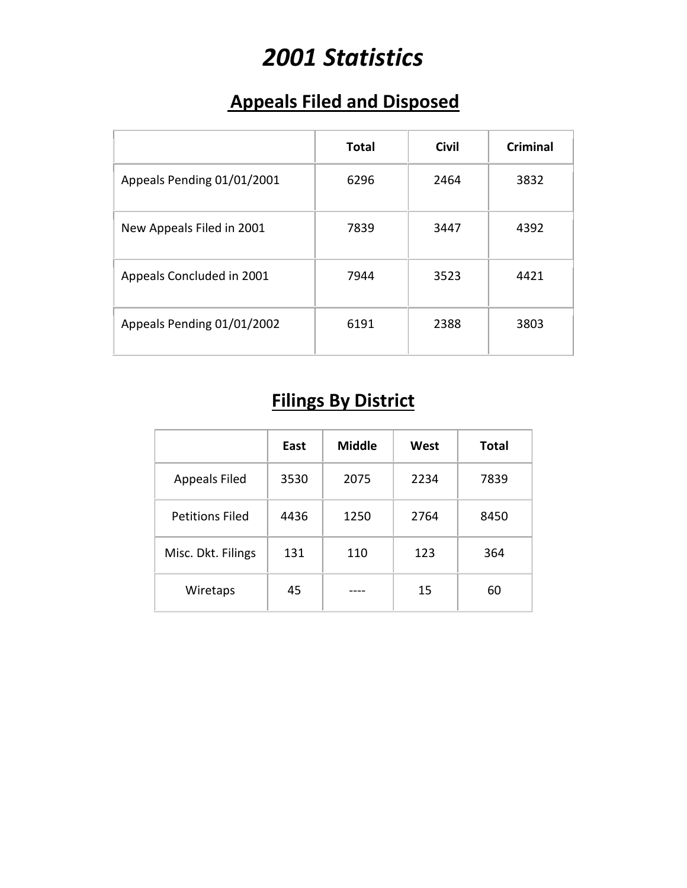# *2001 Statistics*

## Appeals Filed and Disposed

| | Total | Civil | Criminal |
|---|---|---|---|
| Appeals Pending 01/01/2001 | 6296 | 2464 | 3832 |
| New Appeals Filed in 2001 | 7839 | 3447 | 4392 |
| Appeals Concluded in 2001 | 7944 | 3523 | 4421 |
| Appeals Pending 01/01/2002 | 6191 | 2388 | 3803 |

## Filings By District

| | East | Middle | West | Total |
|---|---|---|---|---|
| Appeals Filed | 3530 | 2075 | 2234 | 7839 |
| Petitions Filed | 4436 | 1250 | 2764 | 8450 |
| Misc. Dkt. Filings | 131 | 110 | 123 | 364 |
| Wiretaps | 45 | ---- | 15 | 60 |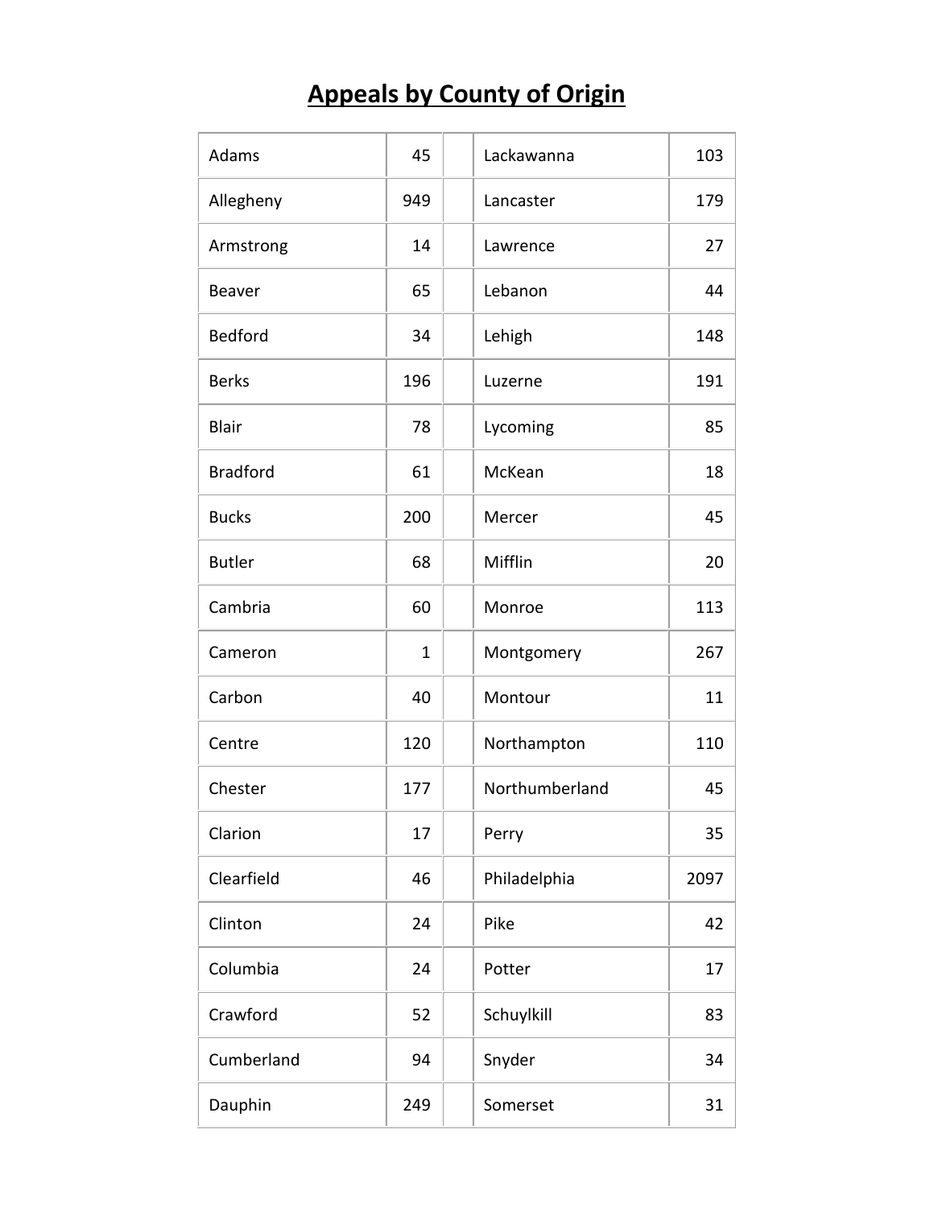# Appeals by County of Origin

| | | | | |
|---|---|---|---|---|
| Adams | 45 | | Lackawanna | 103 |
| Allegheny | 949 | | Lancaster | 179 |
| Armstrong | 14 | | Lawrence | 27 |
| Beaver | 65 | | Lebanon | 44 |
| Bedford | 34 | | Lehigh | 148 |
| Berks | 196 | | Luzerne | 191 |
| Blair | 78 | | Lycoming | 85 |
| Bradford | 61 | | McKean | 18 |
| Bucks | 200 | | Mercer | 45 |
| Butler | 68 | | Mifflin | 20 |
| Cambria | 60 | | Monroe | 113 |
| Cameron | 1 | | Montgomery | 267 |
| Carbon | 40 | | Montour | 11 |
| Centre | 120 | | Northampton | 110 |
| Chester | 177 | | Northumberland | 45 |
| Clarion | 17 | | Perry | 35 |
| Clearfield | 46 | | Philadelphia | 2097 |
| Clinton | 24 | | Pike | 42 |
| Columbia | 24 | | Potter | 17 |
| Crawford | 52 | | Schuylkill | 83 |
| Cumberland | 94 | | Snyder | 34 |
| Dauphin | 249 | | Somerset | 31 |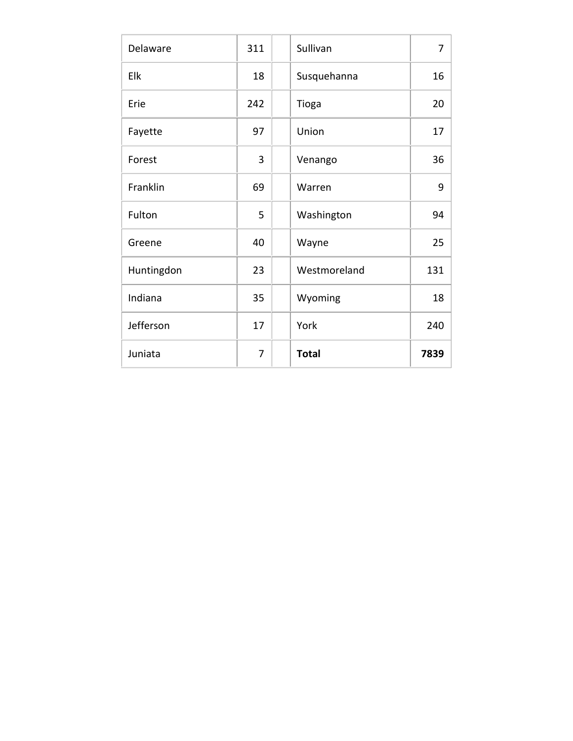| Delaware | 311 | | Sullivan | 7 |
|---|---|---|---|---|
| Elk | 18 | | Susquehanna | 16 |
| Erie | 242 | | Tioga | 20 |
| Fayette | 97 | | Union | 17 |
| Forest | 3 | | Venango | 36 |
| Franklin | 69 | | Warren | 9 |
| Fulton | 5 | | Washington | 94 |
| Greene | 40 | | Wayne | 25 |
| Huntingdon | 23 | | Westmoreland | 131 |
| Indiana | 35 | | Wyoming | 18 |
| Jefferson | 17 | | York | 240 |
| Juniata | 7 | | **Total** | **7839** |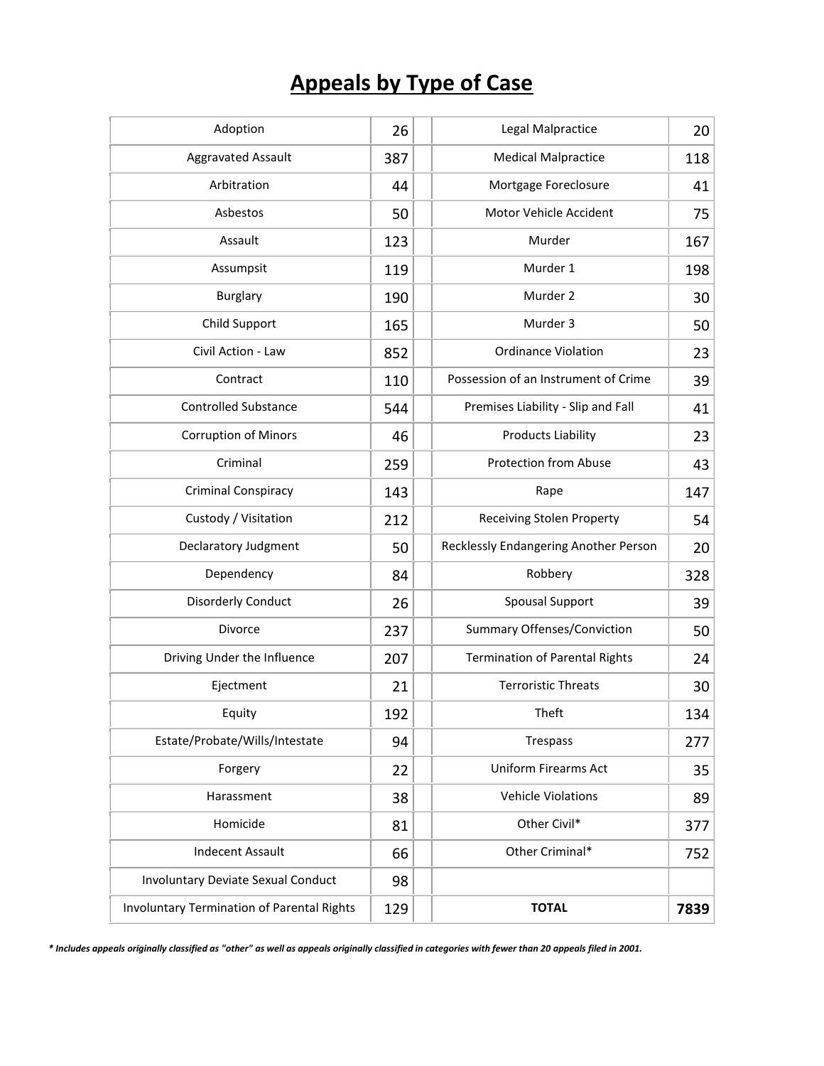# **Appeals by Type of Case**

| Type of Case | Appeals | | Type of Case | Appeals |
|---|---|---|---|---|
| Adoption | 26 | | Legal Malpractice | 20 |
| Aggravated Assault | 387 | | Medical Malpractice | 118 |
| Arbitration | 44 | | Mortgage Foreclosure | 41 |
| Asbestos | 50 | | Motor Vehicle Accident | 75 |
| Assault | 123 | | Murder | 167 |
| Assumpsit | 119 | | Murder 1 | 198 |
| Burglary | 190 | | Murder 2 | 30 |
| Child Support | 165 | | Murder 3 | 50 |
| Civil Action - Law | 852 | | Ordinance Violation | 23 |
| Contract | 110 | | Possession of an Instrument of Crime | 39 |
| Controlled Substance | 544 | | Premises Liability - Slip and Fall | 41 |
| Corruption of Minors | 46 | | Products Liability | 23 |
| Criminal | 259 | | Protection from Abuse | 43 |
| Criminal Conspiracy | 143 | | Rape | 147 |
| Custody / Visitation | 212 | | Receiving Stolen Property | 54 |
| Declaratory Judgment | 50 | | Recklessly Endangering Another Person | 20 |
| Dependency | 84 | | Robbery | 328 |
| Disorderly Conduct | 26 | | Spousal Support | 39 |
| Divorce | 237 | | Summary Offenses/Conviction | 50 |
| Driving Under the Influence | 207 | | Termination of Parental Rights | 24 |
| Ejectment | 21 | | Terroristic Threats | 30 |
| Equity | 192 | | Theft | 134 |
| Estate/Probate/Wills/Intestate | 94 | | Trespass | 277 |
| Forgery | 22 | | Uniform Firearms Act | 35 |
| Harassment | 38 | | Vehicle Violations | 89 |
| Homicide | 81 | | Other Civil* | 377 |
| Indecent Assault | 66 | | Other Criminal* | 752 |
| Involuntary Deviate Sexual Conduct | 98 | | | |
| Involuntary Termination of Parental Rights | 129 | | **TOTAL** | **7839** |

***** *Includes appeals originally classified as "other" as well as appeals originally classified in categories with fewer than 20 appeals filed in 2001.*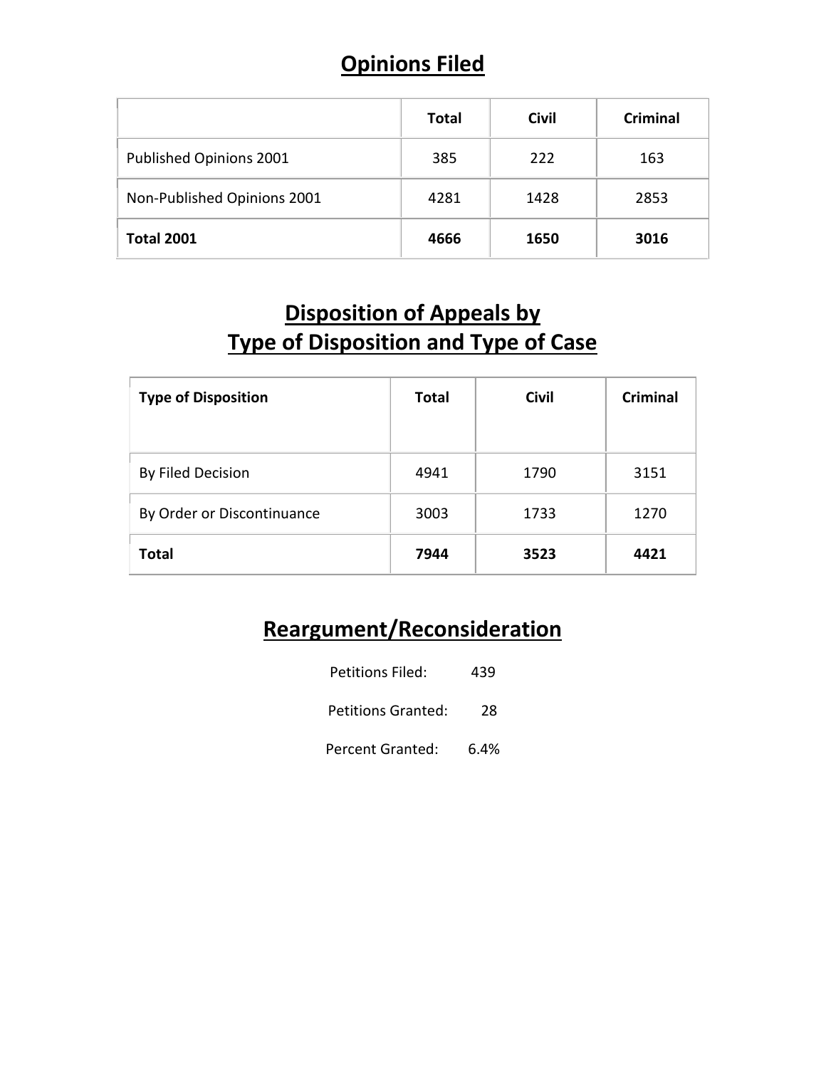## Opinions Filed

| | Total | Civil | Criminal |
|---|---|---|---|
| Published Opinions 2001 | 385 | 222 | 163 |
| Non-Published Opinions 2001 | 4281 | 1428 | 2853 |
| **Total 2001** | **4666** | **1650** | **3016** |

## Disposition of Appeals by Type of Disposition and Type of Case

| Type of Disposition | Total | Civil | Criminal |
|---|---|---|---|
| By Filed Decision | 4941 | 1790 | 3151 |
| By Order or Discontinuance | 3003 | 1733 | 1270 |
| **Total** | **7944** | **3523** | **4421** |

## Reargument/Reconsideration

Petitions Filed: 439

Petitions Granted: 28

Percent Granted: 6.4%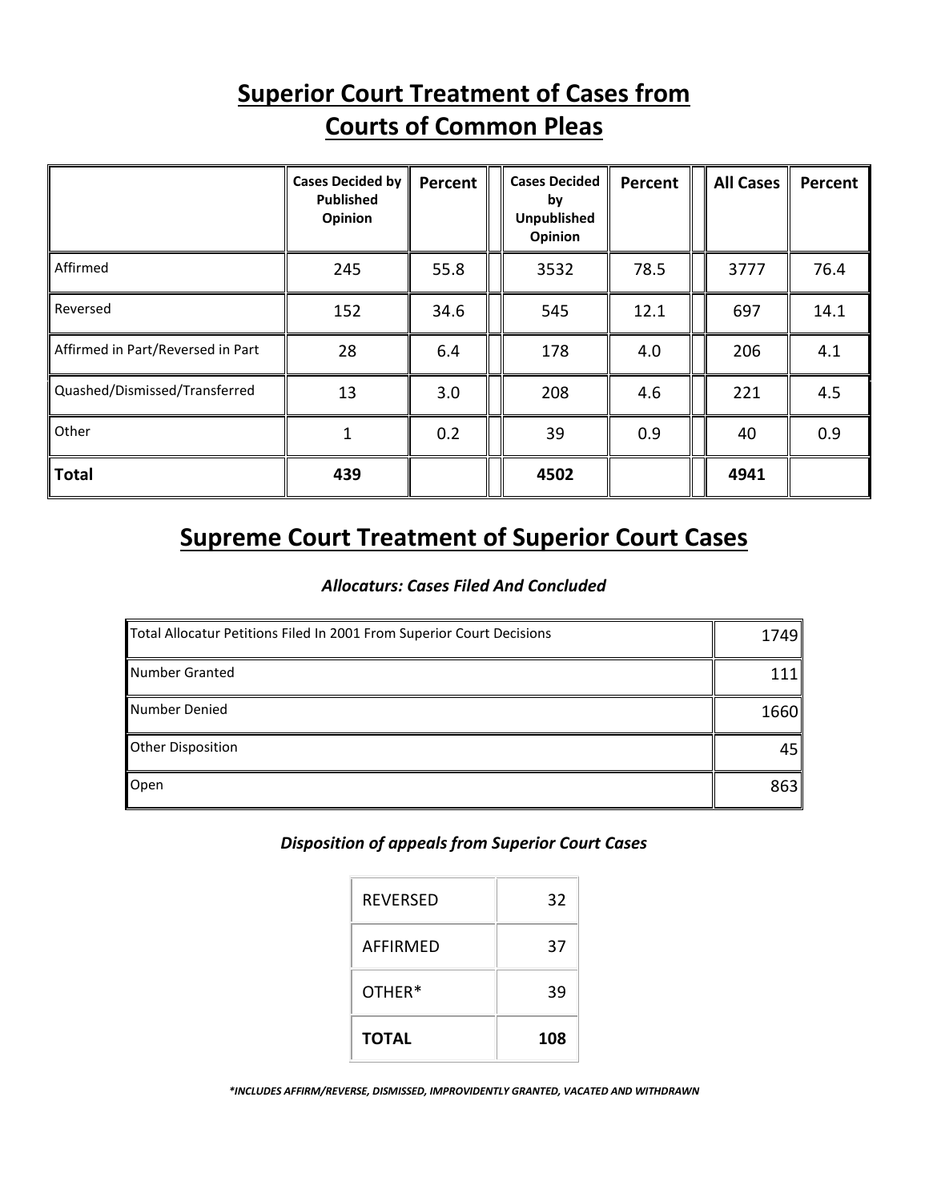# Superior Court Treatment of Cases from Courts of Common Pleas

| | Cases Decided by Published Opinion | Percent | Cases Decided by Unpublished Opinion | Percent | All Cases | Percent |
|---|---|---|---|---|---|---|
| Affirmed | 245 | 55.8 | 3532 | 78.5 | 3777 | 76.4 |
| Reversed | 152 | 34.6 | 545 | 12.1 | 697 | 14.1 |
| Affirmed in Part/Reversed in Part | 28 | 6.4 | 178 | 4.0 | 206 | 4.1 |
| Quashed/Dismissed/Transferred | 13 | 3.0 | 208 | 4.6 | 221 | 4.5 |
| Other | 1 | 0.2 | 39 | 0.9 | 40 | 0.9 |
| **Total** | **439** | | **4502** | | **4941** | |

# Supreme Court Treatment of Superior Court Cases

### *Allocaturs: Cases Filed And Concluded*

| | |
|---|---|
| Total Allocatur Petitions Filed In 2001 From Superior Court Decisions | 1749 |
| Number Granted | 111 |
| Number Denied | 1660 |
| Other Disposition | 45 |
| Open | 863 |

### *Disposition of appeals from Superior Court Cases*

| | |
|---|---|
| REVERSED | 32 |
| AFFIRMED | 37 |
| OTHER* | 39 |
| **TOTAL** | **108** |

***INCLUDES AFFIRM/REVERSE, DISMISSED, IMPROVIDENTLY GRANTED, VACATED AND WITHDRAWN***